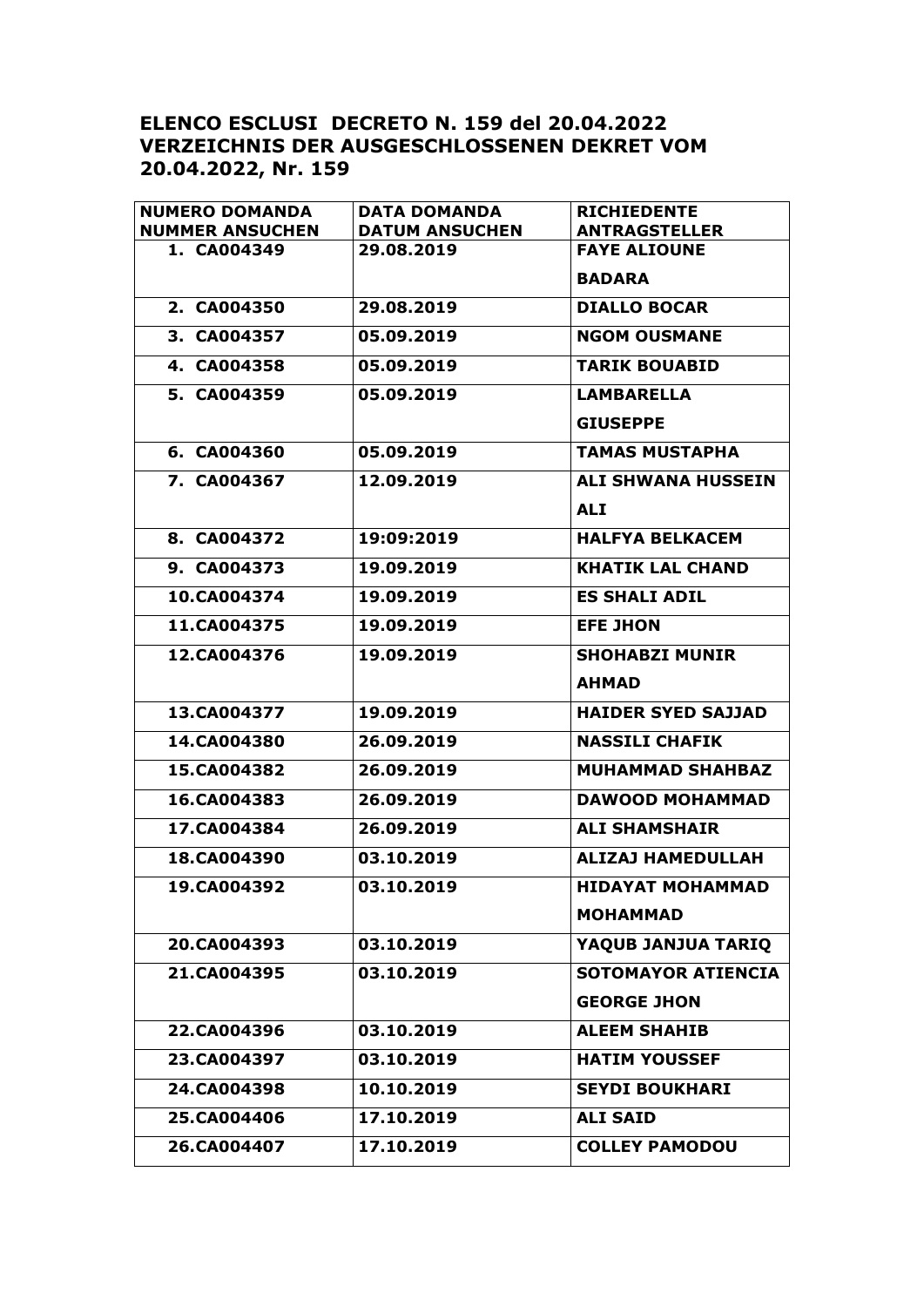**ELENCO ESCLUSI DECRETO N. 159 del 20.04.2022**
**VERZEICHNIS DER AUSGESCHLOSSENEN DEKRET VOM 20.04.2022, Nr. 159**

| NUMERO DOMANDA NUMMER ANSUCHEN | DATA DOMANDA DATUM ANSUCHEN | RICHIEDENTE ANTRAGSTELLER |
|---|---|---|
| 1. CA004349 | 29.08.2019 | FAYE ALIOUNE BADARA |
| 2. CA004350 | 29.08.2019 | DIALLO BOCAR |
| 3. CA004357 | 05.09.2019 | NGOM OUSMANE |
| 4. CA004358 | 05.09.2019 | TARIK BOUABID |
| 5. CA004359 | 05.09.2019 | LAMBARELLA GIUSEPPE |
| 6. CA004360 | 05.09.2019 | TAMAS MUSTAPHA |
| 7. CA004367 | 12.09.2019 | ALI SHWANA HUSSEIN ALI |
| 8. CA004372 | 19:09:2019 | HALFYA BELKACEM |
| 9. CA004373 | 19.09.2019 | KHATIK LAL CHAND |
| 10.CA004374 | 19.09.2019 | ES SHALI ADIL |
| 11.CA004375 | 19.09.2019 | EFE JHON |
| 12.CA004376 | 19.09.2019 | SHOHABZI MUNIR AHMAD |
| 13.CA004377 | 19.09.2019 | HAIDER SYED SAJJAD |
| 14.CA004380 | 26.09.2019 | NASSILI CHAFIK |
| 15.CA004382 | 26.09.2019 | MUHAMMAD SHAHBAZ |
| 16.CA004383 | 26.09.2019 | DAWOOD MOHAMMAD |
| 17.CA004384 | 26.09.2019 | ALI SHAMSHAIR |
| 18.CA004390 | 03.10.2019 | ALIZAJ HAMEDULLAH |
| 19.CA004392 | 03.10.2019 | HIDAYAT MOHAMMAD MOHAMMAD |
| 20.CA004393 | 03.10.2019 | YAQUB JANJUA TARIQ |
| 21.CA004395 | 03.10.2019 | SOTOMAYOR ATIENCIA GEORGE JHON |
| 22.CA004396 | 03.10.2019 | ALEEM SHAHIB |
| 23.CA004397 | 03.10.2019 | HATIM YOUSSEF |
| 24.CA004398 | 10.10.2019 | SEYDI BOUKHARI |
| 25.CA004406 | 17.10.2019 | ALI SAID |
| 26.CA004407 | 17.10.2019 | COLLEY PAMODOU |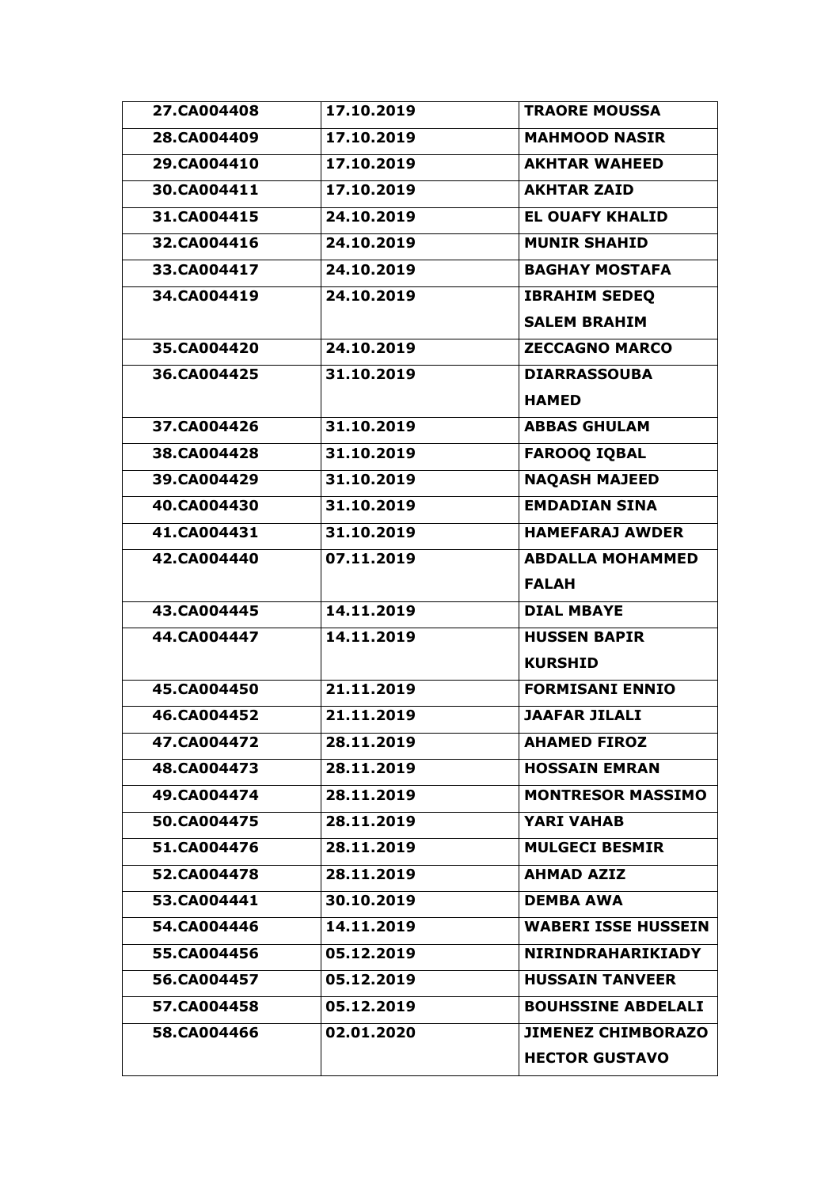| 27.CA004408 | 17.10.2019 | TRAORE MOUSSA |
|---|---|---|
| 28.CA004409 | 17.10.2019 | MAHMOOD NASIR |
| 29.CA004410 | 17.10.2019 | AKHTAR WAHEED |
| 30.CA004411 | 17.10.2019 | AKHTAR ZAID |
| 31.CA004415 | 24.10.2019 | EL OUAFY KHALID |
| 32.CA004416 | 24.10.2019 | MUNIR SHAHID |
| 33.CA004417 | 24.10.2019 | BAGHAY MOSTAFA |
| 34.CA004419 | 24.10.2019 | IBRAHIM SEDEQ SALEM BRAHIM |
| 35.CA004420 | 24.10.2019 | ZECCAGNO MARCO |
| 36.CA004425 | 31.10.2019 | DIARRASSOUBA HAMED |
| 37.CA004426 | 31.10.2019 | ABBAS GHULAM |
| 38.CA004428 | 31.10.2019 | FAROOQ IQBAL |
| 39.CA004429 | 31.10.2019 | NAQASH MAJEED |
| 40.CA004430 | 31.10.2019 | EMDADIAN SINA |
| 41.CA004431 | 31.10.2019 | HAMEFARAJ AWDER |
| 42.CA004440 | 07.11.2019 | ABDALLA MOHAMMED FALAH |
| 43.CA004445 | 14.11.2019 | DIAL MBAYE |
| 44.CA004447 | 14.11.2019 | HUSSEN BAPIR KURSHID |
| 45.CA004450 | 21.11.2019 | FORMISANI ENNIO |
| 46.CA004452 | 21.11.2019 | JAAFAR JILALI |
| 47.CA004472 | 28.11.2019 | AHAMED FIROZ |
| 48.CA004473 | 28.11.2019 | HOSSAIN EMRAN |
| 49.CA004474 | 28.11.2019 | MONTRESOR MASSIMO |
| 50.CA004475 | 28.11.2019 | YARI VAHAB |
| 51.CA004476 | 28.11.2019 | MULGECI BESMIR |
| 52.CA004478 | 28.11.2019 | AHMAD AZIZ |
| 53.CA004441 | 30.10.2019 | DEMBA AWA |
| 54.CA004446 | 14.11.2019 | WABERI ISSE HUSSEIN |
| 55.CA004456 | 05.12.2019 | NIRINDRAHARIKIADY |
| 56.CA004457 | 05.12.2019 | HUSSAIN TANVEER |
| 57.CA004458 | 05.12.2019 | BOUHSSINE ABDELALI |
| 58.CA004466 | 02.01.2020 | JIMENEZ CHIMBORAZO HECTOR GUSTAVO |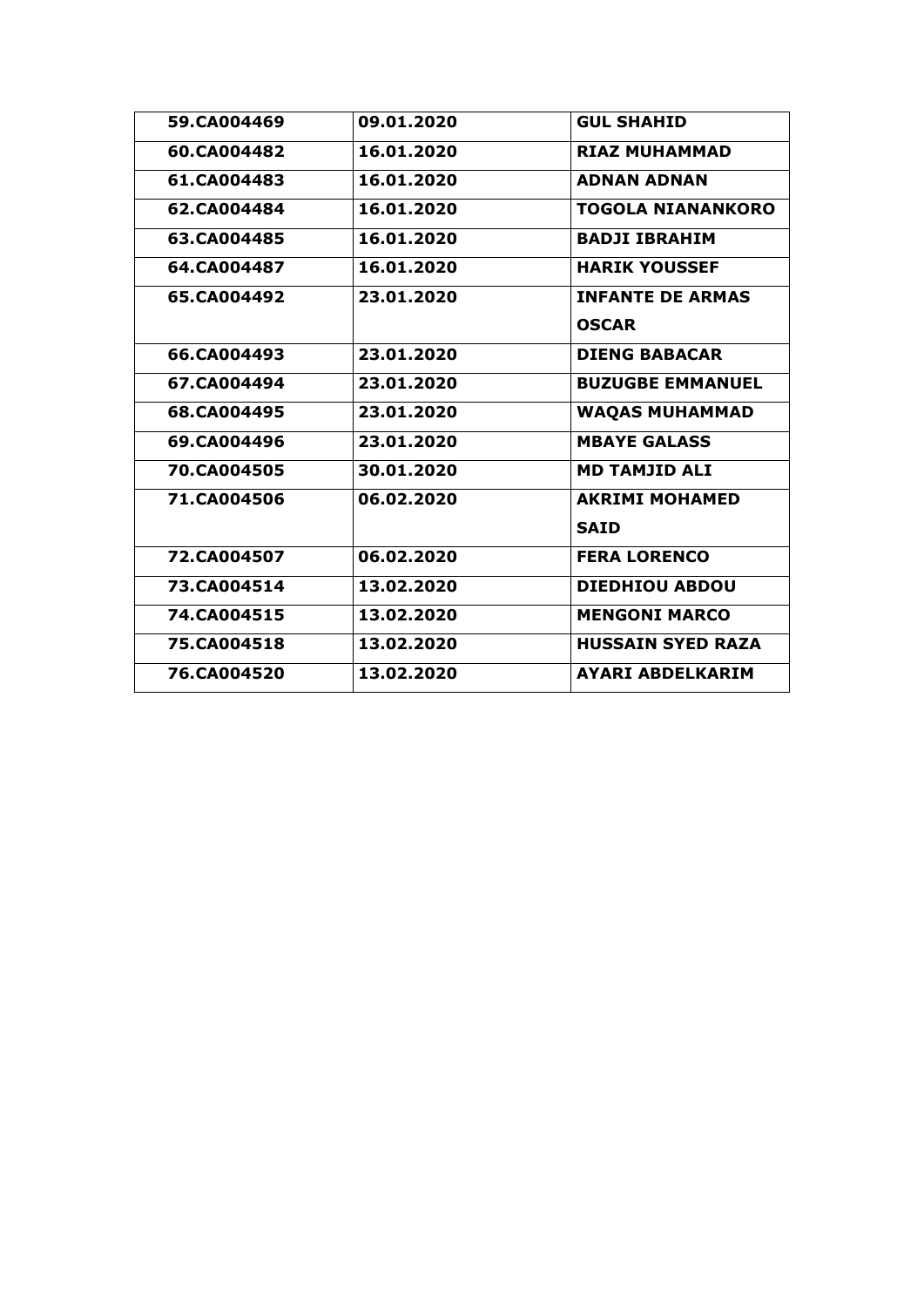| | | |
|---|---|---|
| **59.CA004469** | **09.01.2020** | **GUL SHAHID** |
| **60.CA004482** | **16.01.2020** | **RIAZ MUHAMMAD** |
| **61.CA004483** | **16.01.2020** | **ADNAN ADNAN** |
| **62.CA004484** | **16.01.2020** | **TOGOLA NIANANKORO** |
| **63.CA004485** | **16.01.2020** | **BADJI IBRAHIM** |
| **64.CA004487** | **16.01.2020** | **HARIK YOUSSEF** |
| **65.CA004492** | **23.01.2020** | **INFANTE DE ARMAS OSCAR** |
| **66.CA004493** | **23.01.2020** | **DIENG BABACAR** |
| **67.CA004494** | **23.01.2020** | **BUZUGBE EMMANUEL** |
| **68.CA004495** | **23.01.2020** | **WAQAS MUHAMMAD** |
| **69.CA004496** | **23.01.2020** | **MBAYE GALASS** |
| **70.CA004505** | **30.01.2020** | **MD TAMJID ALI** |
| **71.CA004506** | **06.02.2020** | **AKRIMI MOHAMED SAID** |
| **72.CA004507** | **06.02.2020** | **FERA LORENCO** |
| **73.CA004514** | **13.02.2020** | **DIEDHIOU ABDOU** |
| **74.CA004515** | **13.02.2020** | **MENGONI MARCO** |
| **75.CA004518** | **13.02.2020** | **HUSSAIN SYED RAZA** |
| **76.CA004520** | **13.02.2020** | **AYARI ABDELKARIM** |